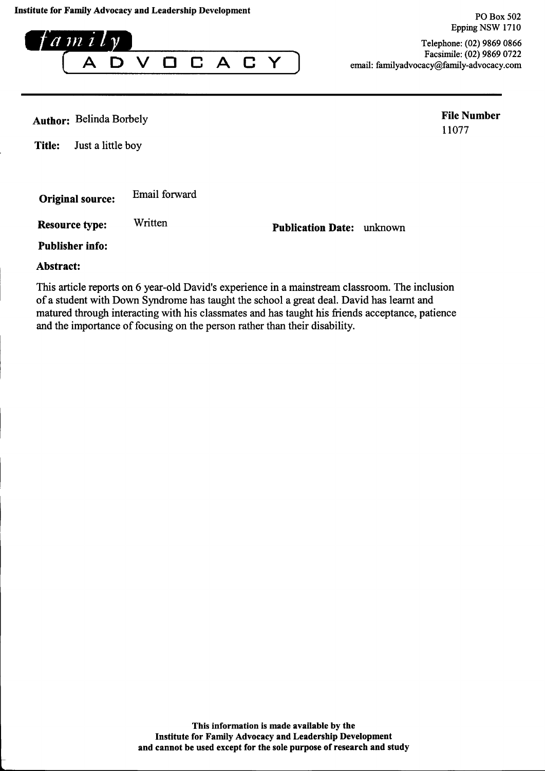**Institute for Family Advocacy and Leadership Development**

family ADVOCACY

PO Box 502
Epping NSW 1710

Telephone: (02) 9869 0866
Facsimile: (02) 9869 0722
email: familyadvocacy@family-advocacy.com

---

**Author:** Belinda Borbely

**File Number**
11077

**Title:** Just a little boy

**Original source:** Email forward

**Resource type:** Written

**Publication Date:** unknown

**Publisher info:**

**Abstract:**

This article reports on 6 year-old David's experience in a mainstream classroom. The inclusion of a student with Down Syndrome has taught the school a great deal. David has learnt and matured through interacting with his classmates and has taught his friends acceptance, patience and the importance of focusing on the person rather than their disability.

**This information is made available by the Institute for Family Advocacy and Leadership Development and cannot be used except for the sole purpose of research and study**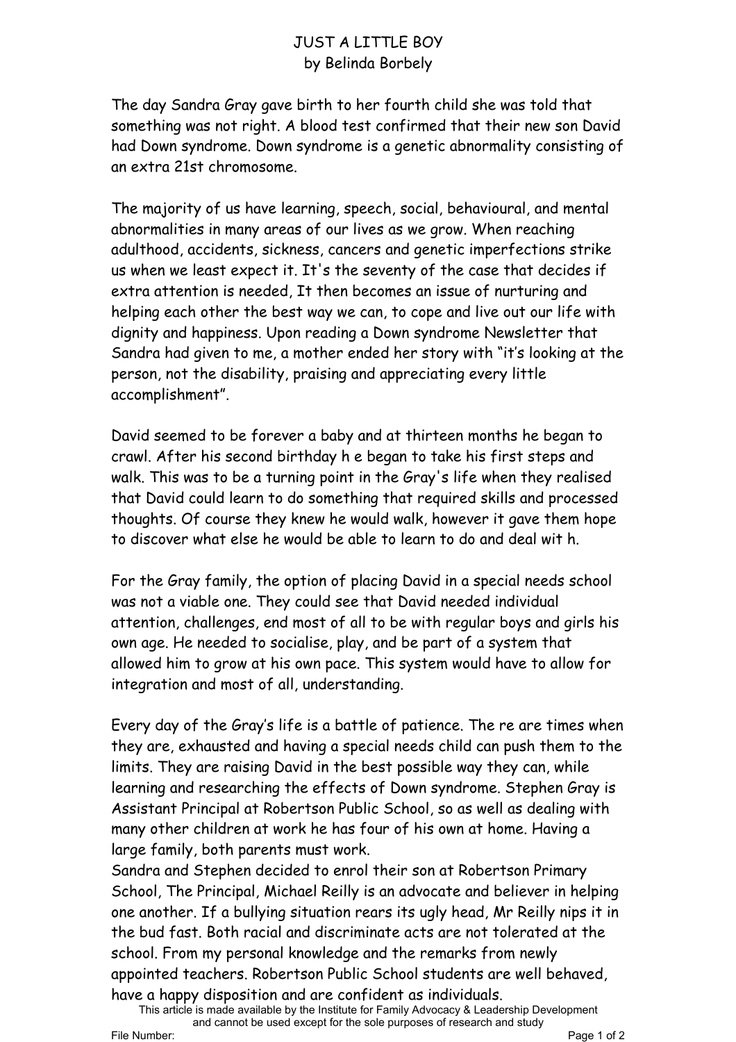JUST A LITTLE BOY
by Belinda Borbely

The day Sandra Gray gave birth to her fourth child she was told that something was not right. A blood test confirmed that their new son David had Down syndrome. Down syndrome is a genetic abnormality consisting of an extra 21st chromosome.

The majority of us have learning, speech, social, behavioural, and mental abnormalities in many areas of our lives as we grow. When reaching adulthood, accidents, sickness, cancers and genetic imperfections strike us when we least expect it. It's the seventy of the case that decides if extra attention is needed, It then becomes an issue of nurturing and helping each other the best way we can, to cope and live out our life with dignity and happiness. Upon reading a Down syndrome Newsletter that Sandra had given to me, a mother ended her story with "it's looking at the person, not the disability, praising and appreciating every little accomplishment".

David seemed to be forever a baby and at thirteen months he began to crawl. After his second birthday h e began to take his first steps and walk. This was to be a turning point in the Gray's life when they realised that David could learn to do something that required skills and processed thoughts. Of course they knew he would walk, however it gave them hope to discover what else he would be able to learn to do and deal wit h.

For the Gray family, the option of placing David in a special needs school was not a viable one. They could see that David needed individual attention, challenges, end most of all to be with regular boys and girls his own age. He needed to socialise, play, and be part of a system that allowed him to grow at his own pace. This system would have to allow for integration and most of all, understanding.

Every day of the Gray's life is a battle of patience. The re are times when they are, exhausted and having a special needs child can push them to the limits. They are raising David in the best possible way they can, while learning and researching the effects of Down syndrome. Stephen Gray is Assistant Principal at Robertson Public School, so as well as dealing with many other children at work he has four of his own at home. Having a large family, both parents must work.
Sandra and Stephen decided to enrol their son at Robertson Primary School, The Principal, Michael Reilly is an advocate and believer in helping one another. If a bullying situation rears its ugly head, Mr Reilly nips it in the bud fast. Both racial and discriminate acts are not tolerated at the school. From my personal knowledge and the remarks from newly appointed teachers. Robertson Public School students are well behaved, have a happy disposition and are confident as individuals.

This article is made available by the Institute for Family Advocacy & Leadership Development and cannot be used except for the sole purposes of research and study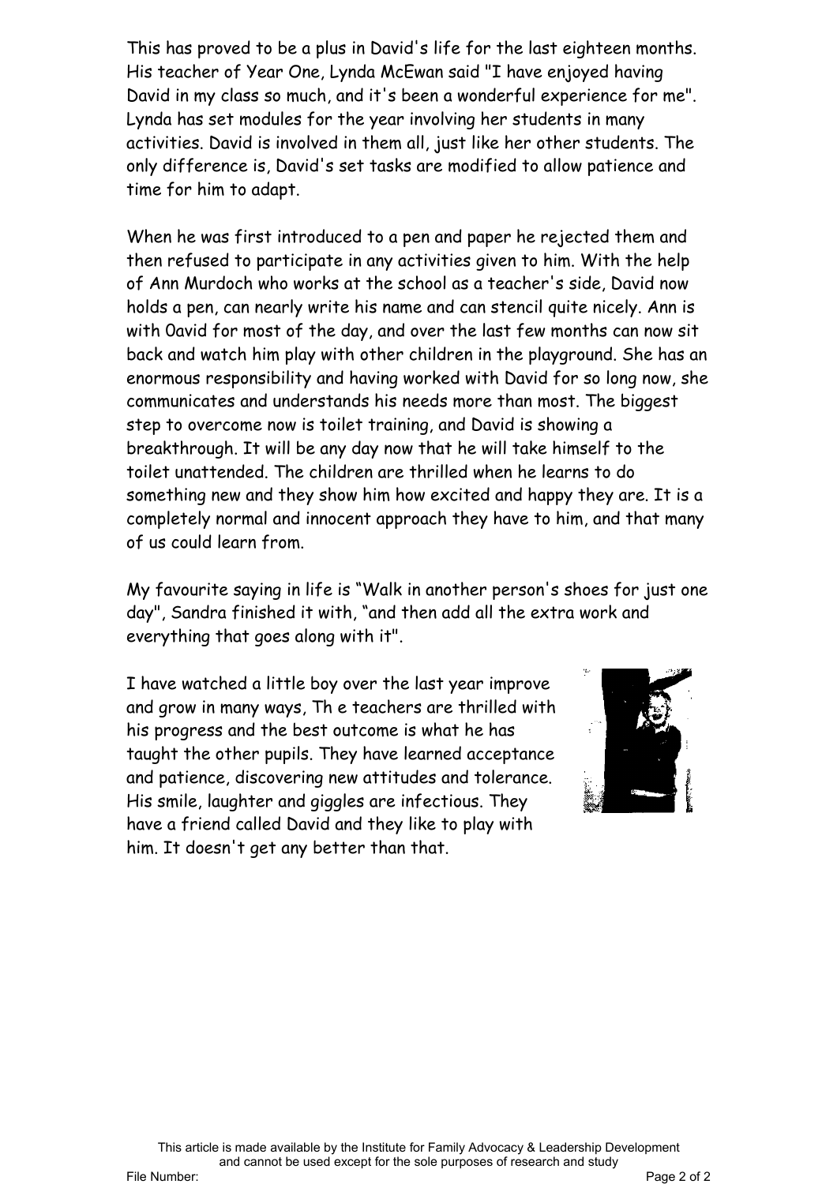This has proved to be a plus in David's life for the last eighteen months. His teacher of Year One, Lynda McEwan said "I have enjoyed having David in my class so much, and it's been a wonderful experience for me". Lynda has set modules for the year involving her students in many activities. David is involved in them all, just like her other students. The only difference is, David's set tasks are modified to allow patience and time for him to adapt.

When he was first introduced to a pen and paper he rejected them and then refused to participate in any activities given to him. With the help of Ann Murdoch who works at the school as a teacher's side, David now holds a pen, can nearly write his name and can stencil quite nicely. Ann is with 0avid for most of the day, and over the last few months can now sit back and watch him play with other children in the playground. She has an enormous responsibility and having worked with David for so long now, she communicates and understands his needs more than most. The biggest step to overcome now is toilet training, and David is showing a breakthrough. It will be any day now that he will take himself to the toilet unattended. The children are thrilled when he learns to do something new and they show him how excited and happy they are. It is a completely normal and innocent approach they have to him, and that many of us could learn from.

My favourite saying in life is "Walk in another person's shoes for just one day", Sandra finished it with, "and then add all the extra work and everything that goes along with it".

I have watched a little boy over the last year improve and grow in many ways, Th e teachers are thrilled with his progress and the best outcome is what he has taught the other pupils. They have learned acceptance and patience, discovering new attitudes and tolerance. His smile, laughter and giggles are infectious. They have a friend called David and they like to play with him. It doesn't get any better than that.

This article is made available by the Institute for Family Advocacy & Leadership Development and cannot be used except for the sole purposes of research and study

File Number: